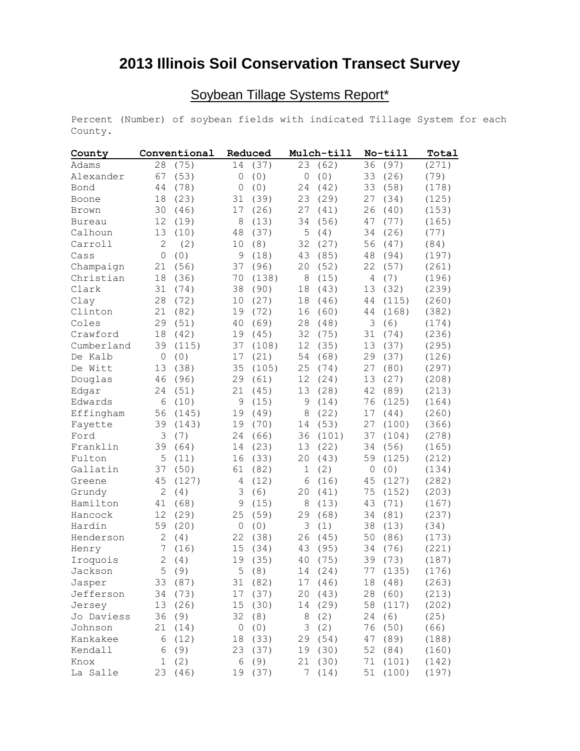# 2013 Illinois Soil Conservation Transect Survey

## Soybean Tillage Systems Report*

Percent (Number) of soybean fields with indicated Tillage System for each County.

| County | Conventional | Reduced | Mulch-till | No-till | Total |
|---|---|---|---|---|---|
| Adams | 28 (75) | 14 (37) | 23 (62) | 36 (97) | (271) |
| Alexander | 67 (53) | 0 (0) | 0 (0) | 33 (26) | (79) |
| Bond | 44 (78) | 0 (0) | 24 (42) | 33 (58) | (178) |
| Boone | 18 (23) | 31 (39) | 23 (29) | 27 (34) | (125) |
| Brown | 30 (46) | 17 (26) | 27 (41) | 26 (40) | (153) |
| Bureau | 12 (19) | 8 (13) | 34 (56) | 47 (77) | (165) |
| Calhoun | 13 (10) | 48 (37) | 5 (4) | 34 (26) | (77) |
| Carroll | 2 (2) | 10 (8) | 32 (27) | 56 (47) | (84) |
| Cass | 0 (0) | 9 (18) | 43 (85) | 48 (94) | (197) |
| Champaign | 21 (56) | 37 (96) | 20 (52) | 22 (57) | (261) |
| Christian | 18 (36) | 70 (138) | 8 (15) | 4 (7) | (196) |
| Clark | 31 (74) | 38 (90) | 18 (43) | 13 (32) | (239) |
| Clay | 28 (72) | 10 (27) | 18 (46) | 44 (115) | (260) |
| Clinton | 21 (82) | 19 (72) | 16 (60) | 44 (168) | (382) |
| Coles | 29 (51) | 40 (69) | 28 (48) | 3 (6) | (174) |
| Crawford | 18 (42) | 19 (45) | 32 (75) | 31 (74) | (236) |
| Cumberland | 39 (115) | 37 (108) | 12 (35) | 13 (37) | (295) |
| De Kalb | 0 (0) | 17 (21) | 54 (68) | 29 (37) | (126) |
| De Witt | 13 (38) | 35 (105) | 25 (74) | 27 (80) | (297) |
| Douglas | 46 (96) | 29 (61) | 12 (24) | 13 (27) | (208) |
| Edgar | 24 (51) | 21 (45) | 13 (28) | 42 (89) | (213) |
| Edwards | 6 (10) | 9 (15) | 9 (14) | 76 (125) | (164) |
| Effingham | 56 (145) | 19 (49) | 8 (22) | 17 (44) | (260) |
| Fayette | 39 (143) | 19 (70) | 14 (53) | 27 (100) | (366) |
| Ford | 3 (7) | 24 (66) | 36 (101) | 37 (104) | (278) |
| Franklin | 39 (64) | 14 (23) | 13 (22) | 34 (56) | (165) |
| Fulton | 5 (11) | 16 (33) | 20 (43) | 59 (125) | (212) |
| Gallatin | 37 (50) | 61 (82) | 1 (2) | 0 (0) | (134) |
| Greene | 45 (127) | 4 (12) | 6 (16) | 45 (127) | (282) |
| Grundy | 2 (4) | 3 (6) | 20 (41) | 75 (152) | (203) |
| Hamilton | 41 (68) | 9 (15) | 8 (13) | 43 (71) | (167) |
| Hancock | 12 (29) | 25 (59) | 29 (68) | 34 (81) | (237) |
| Hardin | 59 (20) | 0 (0) | 3 (1) | 38 (13) | (34) |
| Henderson | 2 (4) | 22 (38) | 26 (45) | 50 (86) | (173) |
| Henry | 7 (16) | 15 (34) | 43 (95) | 34 (76) | (221) |
| Iroquois | 2 (4) | 19 (35) | 40 (75) | 39 (73) | (187) |
| Jackson | 5 (9) | 5 (8) | 14 (24) | 77 (135) | (176) |
| Jasper | 33 (87) | 31 (82) | 17 (46) | 18 (48) | (263) |
| Jefferson | 34 (73) | 17 (37) | 20 (43) | 28 (60) | (213) |
| Jersey | 13 (26) | 15 (30) | 14 (29) | 58 (117) | (202) |
| Jo Daviess | 36 (9) | 32 (8) | 8 (2) | 24 (6) | (25) |
| Johnson | 21 (14) | 0 (0) | 3 (2) | 76 (50) | (66) |
| Kankakee | 6 (12) | 18 (33) | 29 (54) | 47 (89) | (188) |
| Kendall | 6 (9) | 23 (37) | 19 (30) | 52 (84) | (160) |
| Knox | 1 (2) | 6 (9) | 21 (30) | 71 (101) | (142) |
| La Salle | 23 (46) | 19 (37) | 7 (14) | 51 (100) | (197) |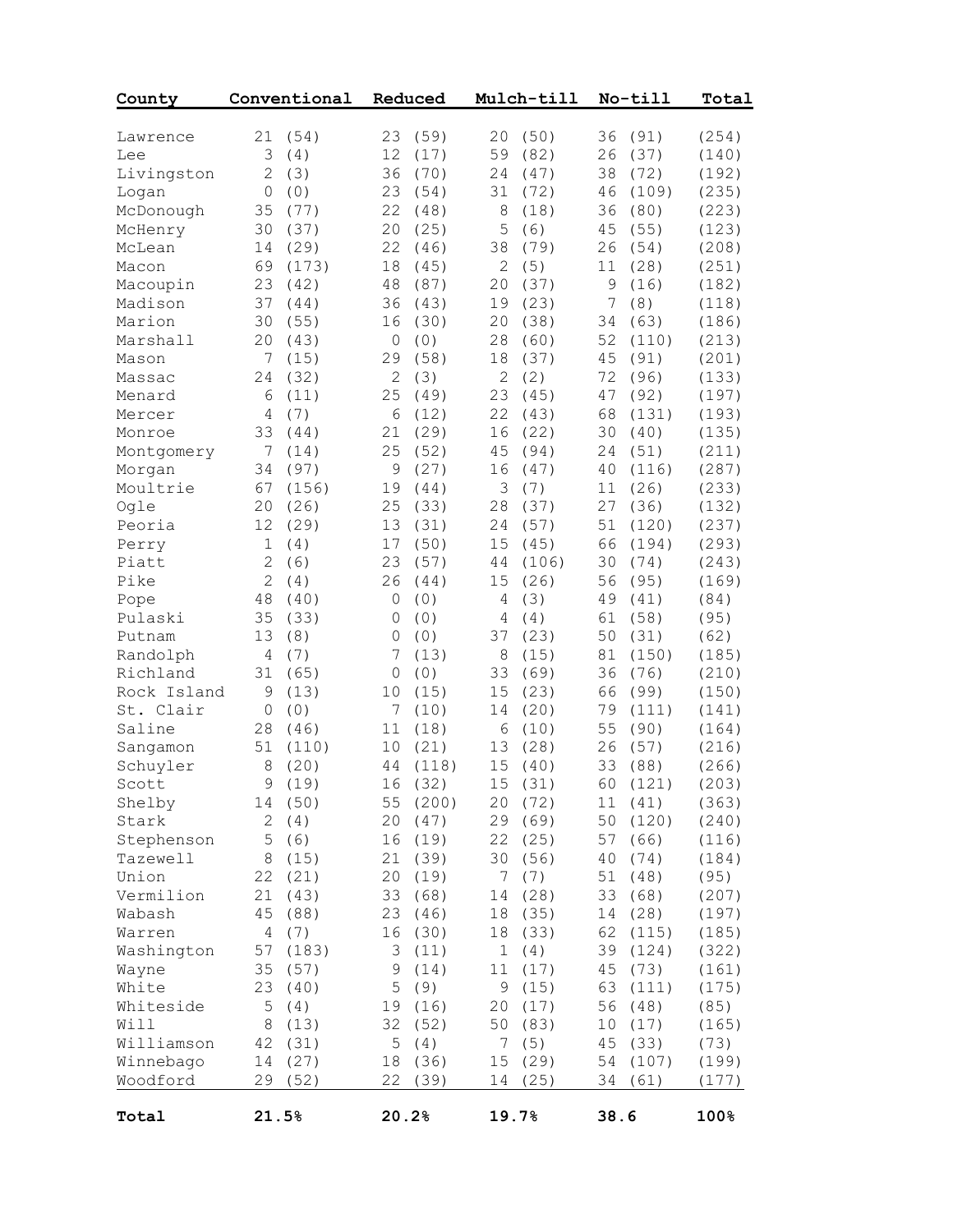| County | Conventional | Reduced | Mulch-till | No-till | Total |
|---|---|---|---|---|---|
| Lawrence | 21 (54) | 23 (59) | 20 (50) | 36 (91) | (254) |
| Lee | 3 (4) | 12 (17) | 59 (82) | 26 (37) | (140) |
| Livingston | 2 (3) | 36 (70) | 24 (47) | 38 (72) | (192) |
| Logan | 0 (0) | 23 (54) | 31 (72) | 46 (109) | (235) |
| McDonough | 35 (77) | 22 (48) | 8 (18) | 36 (80) | (223) |
| McHenry | 30 (37) | 20 (25) | 5 (6) | 45 (55) | (123) |
| McLean | 14 (29) | 22 (46) | 38 (79) | 26 (54) | (208) |
| Macon | 69 (173) | 18 (45) | 2 (5) | 11 (28) | (251) |
| Macoupin | 23 (42) | 48 (87) | 20 (37) | 9 (16) | (182) |
| Madison | 37 (44) | 36 (43) | 19 (23) | 7 (8) | (118) |
| Marion | 30 (55) | 16 (30) | 20 (38) | 34 (63) | (186) |
| Marshall | 20 (43) | 0 (0) | 28 (60) | 52 (110) | (213) |
| Mason | 7 (15) | 29 (58) | 18 (37) | 45 (91) | (201) |
| Massac | 24 (32) | 2 (3) | 2 (2) | 72 (96) | (133) |
| Menard | 6 (11) | 25 (49) | 23 (45) | 47 (92) | (197) |
| Mercer | 4 (7) | 6 (12) | 22 (43) | 68 (131) | (193) |
| Monroe | 33 (44) | 21 (29) | 16 (22) | 30 (40) | (135) |
| Montgomery | 7 (14) | 25 (52) | 45 (94) | 24 (51) | (211) |
| Morgan | 34 (97) | 9 (27) | 16 (47) | 40 (116) | (287) |
| Moultrie | 67 (156) | 19 (44) | 3 (7) | 11 (26) | (233) |
| Ogle | 20 (26) | 25 (33) | 28 (37) | 27 (36) | (132) |
| Peoria | 12 (29) | 13 (31) | 24 (57) | 51 (120) | (237) |
| Perry | 1 (4) | 17 (50) | 15 (45) | 66 (194) | (293) |
| Piatt | 2 (6) | 23 (57) | 44 (106) | 30 (74) | (243) |
| Pike | 2 (4) | 26 (44) | 15 (26) | 56 (95) | (169) |
| Pope | 48 (40) | 0 (0) | 4 (3) | 49 (41) | (84) |
| Pulaski | 35 (33) | 0 (0) | 4 (4) | 61 (58) | (95) |
| Putnam | 13 (8) | 0 (0) | 37 (23) | 50 (31) | (62) |
| Randolph | 4 (7) | 7 (13) | 8 (15) | 81 (150) | (185) |
| Richland | 31 (65) | 0 (0) | 33 (69) | 36 (76) | (210) |
| Rock Island | 9 (13) | 10 (15) | 15 (23) | 66 (99) | (150) |
| St. Clair | 0 (0) | 7 (10) | 14 (20) | 79 (111) | (141) |
| Saline | 28 (46) | 11 (18) | 6 (10) | 55 (90) | (164) |
| Sangamon | 51 (110) | 10 (21) | 13 (28) | 26 (57) | (216) |
| Schuyler | 8 (20) | 44 (118) | 15 (40) | 33 (88) | (266) |
| Scott | 9 (19) | 16 (32) | 15 (31) | 60 (121) | (203) |
| Shelby | 14 (50) | 55 (200) | 20 (72) | 11 (41) | (363) |
| Stark | 2 (4) | 20 (47) | 29 (69) | 50 (120) | (240) |
| Stephenson | 5 (6) | 16 (19) | 22 (25) | 57 (66) | (116) |
| Tazewell | 8 (15) | 21 (39) | 30 (56) | 40 (74) | (184) |
| Union | 22 (21) | 20 (19) | 7 (7) | 51 (48) | (95) |
| Vermilion | 21 (43) | 33 (68) | 14 (28) | 33 (68) | (207) |
| Wabash | 45 (88) | 23 (46) | 18 (35) | 14 (28) | (197) |
| Warren | 4 (7) | 16 (30) | 18 (33) | 62 (115) | (185) |
| Washington | 57 (183) | 3 (11) | 1 (4) | 39 (124) | (322) |
| Wayne | 35 (57) | 9 (14) | 11 (17) | 45 (73) | (161) |
| White | 23 (40) | 5 (9) | 9 (15) | 63 (111) | (175) |
| Whiteside | 5 (4) | 19 (16) | 20 (17) | 56 (48) | (85) |
| Will | 8 (13) | 32 (52) | 50 (83) | 10 (17) | (165) |
| Williamson | 42 (31) | 5 (4) | 7 (5) | 45 (33) | (73) |
| Winnebago | 14 (27) | 18 (36) | 15 (29) | 54 (107) | (199) |
| Woodford | 29 (52) | 22 (39) | 14 (25) | 34 (61) | (177) |
| **Total** | **21.5%** | **20.2%** | **19.7%** | **38.6** | **100%** |